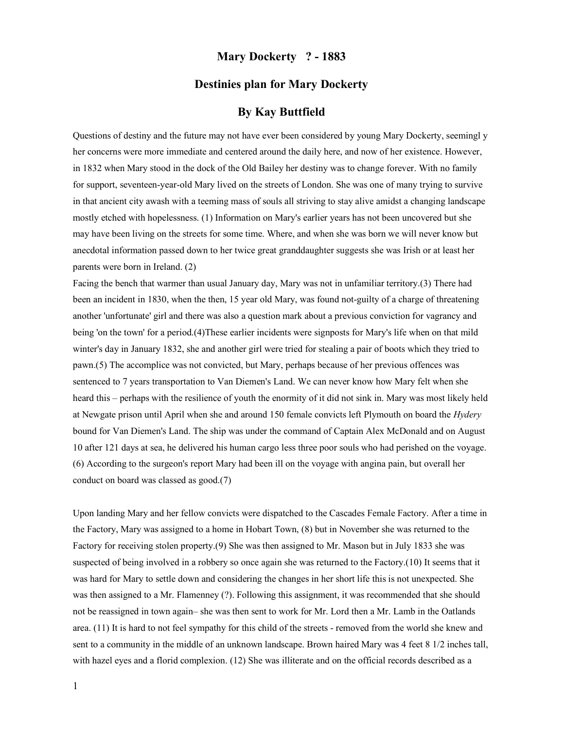# Mary Dockerty ? - 1883

## Destinies plan for Mary Dockerty

## By Kay Buttfield

Questions of destiny and the future may not have ever been considered by young Mary Dockerty, seemingl y her concerns were more immediate and centered around the daily here, and now of her existence. However, in 1832 when Mary stood in the dock of the Old Bailey her destiny was to change forever. With no family for support, seventeen-year-old Mary lived on the streets of London. She was one of many trying to survive in that ancient city awash with a teeming mass of souls all striving to stay alive amidst a changing landscape mostly etched with hopelessness. (1) Information on Mary's earlier years has not been uncovered but she may have been living on the streets for some time. Where, and when she was born we will never know but anecdotal information passed down to her twice great granddaughter suggests she was Irish or at least her parents were born in Ireland. (2)

Facing the bench that warmer than usual January day, Mary was not in unfamiliar territory.(3) There had been an incident in 1830, when the then, 15 year old Mary, was found not-guilty of a charge of threatening another 'unfortunate' girl and there was also a question mark about a previous conviction for vagrancy and being 'on the town' for a period.(4)These earlier incidents were signposts for Mary's life when on that mild winter's day in January 1832, she and another girl were tried for stealing a pair of boots which they tried to pawn.(5) The accomplice was not convicted, but Mary, perhaps because of her previous offences was sentenced to 7 years transportation to Van Diemen's Land. We can never know how Mary felt when she heard this – perhaps with the resilience of youth the enormity of it did not sink in. Mary was most likely held at Newgate prison until April when she and around 150 female convicts left Plymouth on board the *Hydery* bound for Van Diemen's Land. The ship was under the command of Captain Alex McDonald and on August 10 after 121 days at sea, he delivered his human cargo less three poor souls who had perished on the voyage. (6) According to the surgeon's report Mary had been ill on the voyage with angina pain, but overall her conduct on board was classed as good.(7)

Upon landing Mary and her fellow convicts were dispatched to the Cascades Female Factory. After a time in the Factory, Mary was assigned to a home in Hobart Town, (8) but in November she was returned to the Factory for receiving stolen property.(9) She was then assigned to Mr. Mason but in July 1833 she was suspected of being involved in a robbery so once again she was returned to the Factory.(10) It seems that it was hard for Mary to settle down and considering the changes in her short life this is not unexpected. She was then assigned to a Mr. Flamenney (?). Following this assignment, it was recommended that she should not be reassigned in town again– she was then sent to work for Mr. Lord then a Mr. Lamb in the Oatlands area. (11) It is hard to not feel sympathy for this child of the streets - removed from the world she knew and sent to a community in the middle of an unknown landscape. Brown haired Mary was 4 feet 8 1/2 inches tall, with hazel eyes and a florid complexion. (12) She was illiterate and on the official records described as a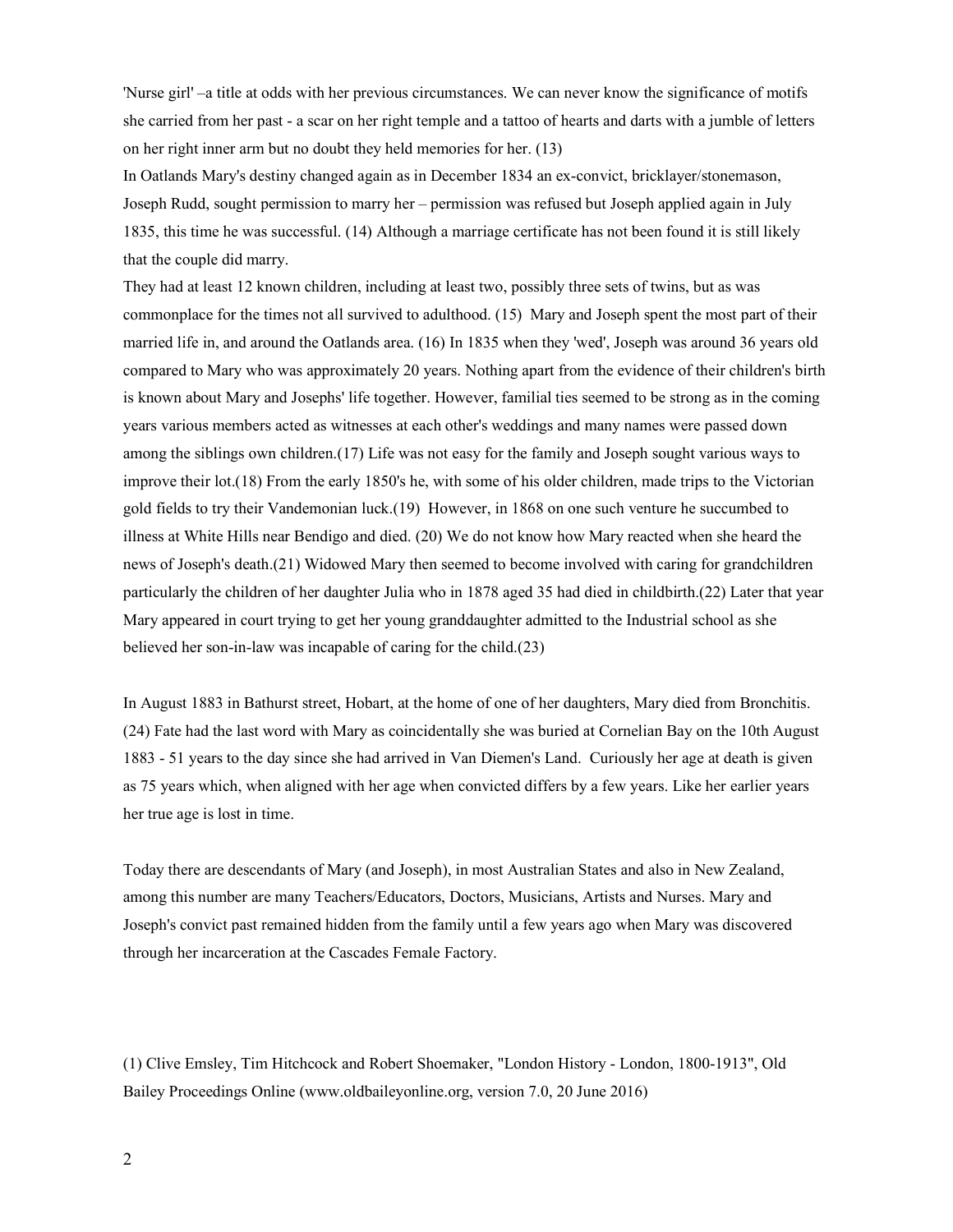'Nurse girl' –a title at odds with her previous circumstances. We can never know the significance of motifs she carried from her past - a scar on her right temple and a tattoo of hearts and darts with a jumble of letters on her right inner arm but no doubt they held memories for her. (13)

In Oatlands Mary's destiny changed again as in December 1834 an ex-convict, bricklayer/stonemason, Joseph Rudd, sought permission to marry her – permission was refused but Joseph applied again in July 1835, this time he was successful. (14) Although a marriage certificate has not been found it is still likely that the couple did marry.

They had at least 12 known children, including at least two, possibly three sets of twins, but as was commonplace for the times not all survived to adulthood. (15) Mary and Joseph spent the most part of their married life in, and around the Oatlands area. (16) In 1835 when they 'wed', Joseph was around 36 years old compared to Mary who was approximately 20 years. Nothing apart from the evidence of their children's birth is known about Mary and Josephs' life together. However, familial ties seemed to be strong as in the coming years various members acted as witnesses at each other's weddings and many names were passed down among the siblings own children.(17) Life was not easy for the family and Joseph sought various ways to improve their lot.(18) From the early 1850's he, with some of his older children, made trips to the Victorian gold fields to try their Vandemonian luck.(19) However, in 1868 on one such venture he succumbed to illness at White Hills near Bendigo and died. (20) We do not know how Mary reacted when she heard the news of Joseph's death.(21) Widowed Mary then seemed to become involved with caring for grandchildren particularly the children of her daughter Julia who in 1878 aged 35 had died in childbirth.(22) Later that year Mary appeared in court trying to get her young granddaughter admitted to the Industrial school as she believed her son-in-law was incapable of caring for the child.(23)

In August 1883 in Bathurst street, Hobart, at the home of one of her daughters, Mary died from Bronchitis. (24) Fate had the last word with Mary as coincidentally she was buried at Cornelian Bay on the 10th August 1883 - 51 years to the day since she had arrived in Van Diemen's Land. Curiously her age at death is given as 75 years which, when aligned with her age when convicted differs by a few years. Like her earlier years her true age is lost in time.

Today there are descendants of Mary (and Joseph), in most Australian States and also in New Zealand, among this number are many Teachers/Educators, Doctors, Musicians, Artists and Nurses. Mary and Joseph's convict past remained hidden from the family until a few years ago when Mary was discovered through her incarceration at the Cascades Female Factory.

(1) Clive Emsley, Tim Hitchcock and Robert Shoemaker, "London History - London, 1800-1913", Old Bailey Proceedings Online (www.oldbaileyonline.org, version 7.0, 20 June 2016)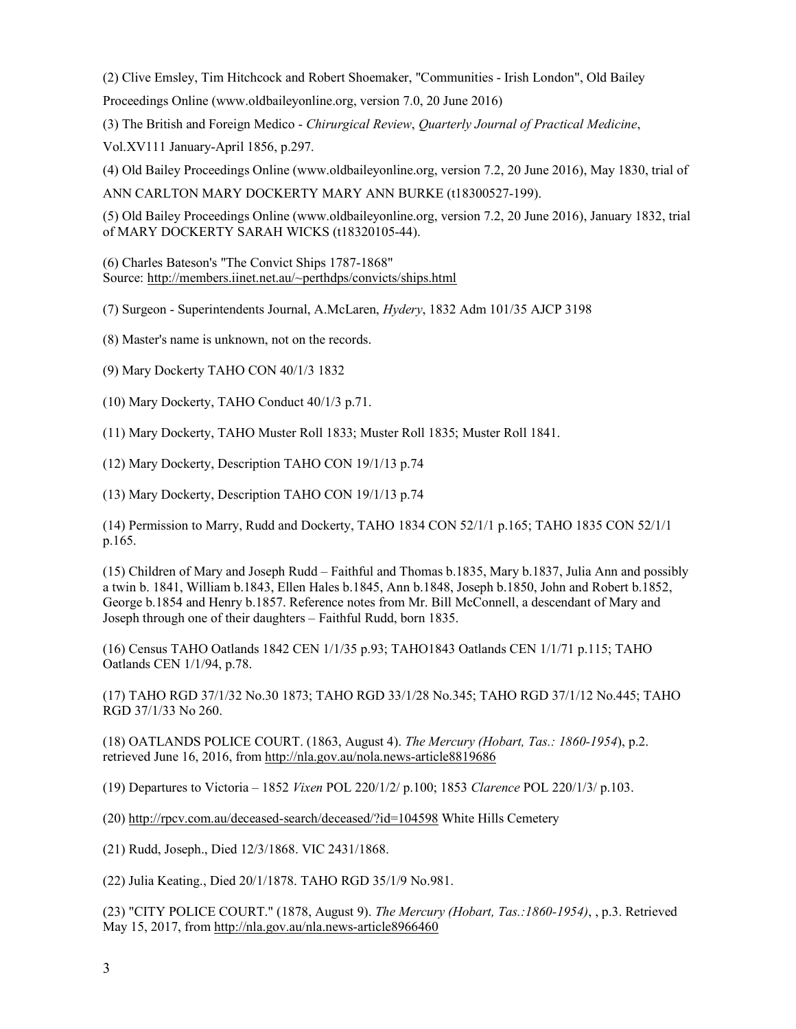(2) Clive Emsley, Tim Hitchcock and Robert Shoemaker, "Communities - Irish London", Old Bailey Proceedings Online (www.oldbaileyonline.org, version 7.0, 20 June 2016)

(3) The British and Foreign Medico - *Chirurgical Review*, *Quarterly Journal of Practical Medicine*, Vol.XV111 January-April 1856, p.297.

(4) Old Bailey Proceedings Online (www.oldbaileyonline.org, version 7.2, 20 June 2016), May 1830, trial of ANN CARLTON MARY DOCKERTY MARY ANN BURKE (t18300527-199).

(5) Old Bailey Proceedings Online (www.oldbaileyonline.org, version 7.2, 20 June 2016), January 1832, trial of MARY DOCKERTY SARAH WICKS (t18320105-44).

(6) Charles Bateson's "The Convict Ships 1787-1868"
Source: http://members.iinet.net.au/~perthdps/convicts/ships.html

(7) Surgeon - Superintendents Journal, A.McLaren, *Hydery*, 1832 Adm 101/35 AJCP 3198

(8) Master's name is unknown, not on the records.

(9) Mary Dockerty TAHO CON 40/1/3 1832

(10) Mary Dockerty, TAHO Conduct 40/1/3 p.71.

(11) Mary Dockerty, TAHO Muster Roll 1833; Muster Roll 1835; Muster Roll 1841.

(12) Mary Dockerty, Description TAHO CON 19/1/13 p.74

(13) Mary Dockerty, Description TAHO CON 19/1/13 p.74

(14) Permission to Marry, Rudd and Dockerty, TAHO 1834 CON 52/1/1 p.165; TAHO 1835 CON 52/1/1 p.165.

(15) Children of Mary and Joseph Rudd – Faithful and Thomas b.1835, Mary b.1837, Julia Ann and possibly a twin b. 1841, William b.1843, Ellen Hales b.1845, Ann b.1848, Joseph b.1850, John and Robert b.1852, George b.1854 and Henry b.1857. Reference notes from Mr. Bill McConnell, a descendant of Mary and Joseph through one of their daughters – Faithful Rudd, born 1835.

(16) Census TAHO Oatlands 1842 CEN 1/1/35 p.93; TAHO1843 Oatlands CEN 1/1/71 p.115; TAHO Oatlands CEN 1/1/94, p.78.

(17) TAHO RGD 37/1/32 No.30 1873; TAHO RGD 33/1/28 No.345; TAHO RGD 37/1/12 No.445; TAHO RGD 37/1/33 No 260.

(18) OATLANDS POLICE COURT. (1863, August 4). *The Mercury (Hobart, Tas.: 1860-1954)*, p.2. retrieved June 16, 2016, from http://nla.gov.au/nola.news-article8819686

(19) Departures to Victoria – 1852 *Vixen* POL 220/1/2/ p.100; 1853 *Clarence* POL 220/1/3/ p.103.

(20) http://rpcv.com.au/deceased-search/deceased/?id=104598 White Hills Cemetery

(21) Rudd, Joseph., Died 12/3/1868. VIC 2431/1868.

(22) Julia Keating., Died 20/1/1878. TAHO RGD 35/1/9 No.981.

(23) "CITY POLICE COURT." (1878, August 9). *The Mercury (Hobart, Tas.:1860-1954)*, , p.3. Retrieved May 15, 2017, from http://nla.gov.au/nla.news-article8966460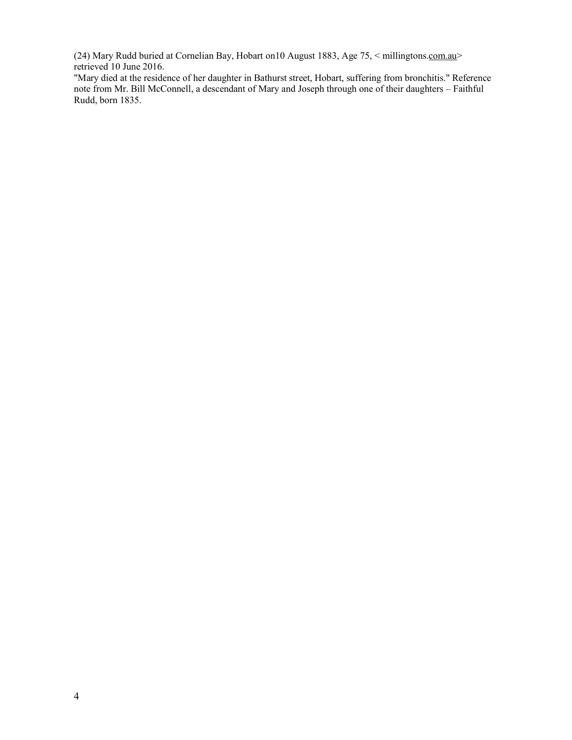(24) Mary Rudd buried at Cornelian Bay, Hobart on10 August 1883, Age 75, < millingtons.com.au> retrieved 10 June 2016.

"Mary died at the residence of her daughter in Bathurst street, Hobart, suffering from bronchitis." Reference note from Mr. Bill McConnell, a descendant of Mary and Joseph through one of their daughters – Faithful Rudd, born 1835.